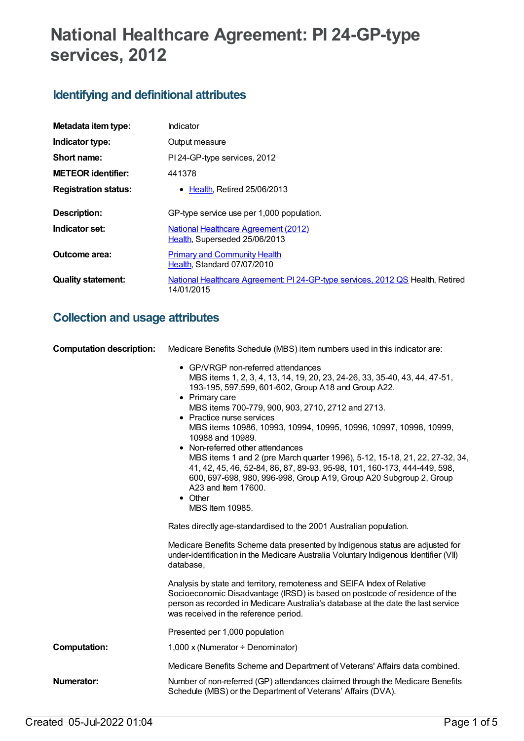# National Healthcare Agreement: PI 24-GP-type services, 2012

## Identifying and definitional attributes

| | |
|---|---|
| **Metadata item type:** | Indicator |
| **Indicator type:** | Output measure |
| **Short name:** | PI 24-GP-type services, 2012 |
| **METEOR identifier:** | 441378 |
| **Registration status:** | • Health, Retired 25/06/2013 |
| **Description:** | GP-type service use per 1,000 population. |
| **Indicator set:** | National Healthcare Agreement (2012) Health, Superseded 25/06/2013 |
| **Outcome area:** | Primary and Community Health Health, Standard 07/07/2010 |
| **Quality statement:** | National Healthcare Agreement: PI 24-GP-type services, 2012 QS Health, Retired 14/01/2015 |

## Collection and usage attributes

**Computation description:**

Medicare Benefits Schedule (MBS) item numbers used in this indicator are:

- GP/VRGP non-referred attendances
  MBS items 1, 2, 3, 4, 13, 14, 19, 20, 23, 24-26, 33, 35-40, 43, 44, 47-51, 193-195, 597,599, 601-602, Group A18 and Group A22.
- Primary care
  MBS items 700-779, 900, 903, 2710, 2712 and 2713.
- Practice nurse services
  MBS items 10986, 10993, 10994, 10995, 10996, 10997, 10998, 10999, 10988 and 10989.
- Non-referred other attendances
  MBS items 1 and 2 (pre March quarter 1996), 5-12, 15-18, 21, 22, 27-32, 34, 41, 42, 45, 46, 52-84, 86, 87, 89-93, 95-98, 101, 160-173, 444-449, 598, 600, 697-698, 980, 996-998, Group A19, Group A20 Subgroup 2, Group A23 and Item 17600.
- Other
  MBS Item 10985.

Rates directly age-standardised to the 2001 Australian population.

Medicare Benefits Scheme data presented by Indigenous status are adjusted for under-identification in the Medicare Australia Voluntary Indigenous Identifier (VII) database,

Analysis by state and territory, remoteness and SEIFA Index of Relative Socioeconomic Disadvantage (IRSD) is based on postcode of residence of the person as recorded in Medicare Australia's database at the date the last service was received in the reference period.

Presented per 1,000 population

**Computation:**

1,000 x (Numerator ÷ Denominator)

Medicare Benefits Scheme and Department of Veterans' Affairs data combined.

**Numerator:**

Number of non-referred (GP) attendances claimed through the Medicare Benefits Schedule (MBS) or the Department of Veterans' Affairs (DVA).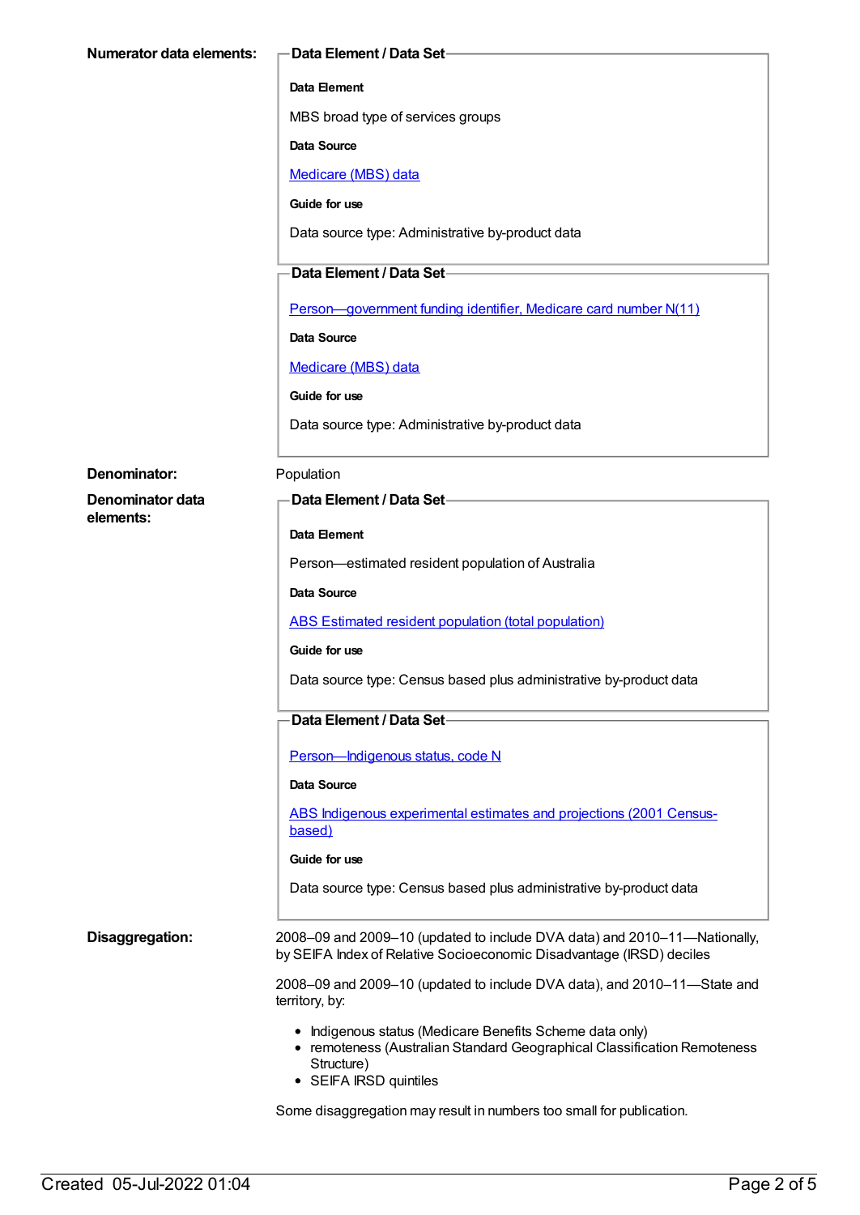**Numerator data elements:**

**Data Element / Data Set**

**Data Element**

MBS broad type of services groups

**Data Source**

Medicare (MBS) data

**Guide for use**

Data source type: Administrative by-product data

**Data Element / Data Set**

Person—government funding identifier, Medicare card number N(11)

**Data Source**

Medicare (MBS) data

**Guide for use**

Data source type: Administrative by-product data

**Denominator:** Population

**Denominator data elements:**

**Data Element / Data Set**

**Data Element**

Person—estimated resident population of Australia

**Data Source**

ABS Estimated resident population (total population)

**Guide for use**

Data source type: Census based plus administrative by-product data

**Data Element / Data Set**

Person—Indigenous status, code N

**Data Source**

ABS Indigenous experimental estimates and projections (2001 Census-based)

**Guide for use**

Data source type: Census based plus administrative by-product data

**Disaggregation:**

2008–09 and 2009–10 (updated to include DVA data) and 2010–11—Nationally, by SEIFA Index of Relative Socioeconomic Disadvantage (IRSD) deciles

2008–09 and 2009–10 (updated to include DVA data), and 2010–11—State and territory, by:

- Indigenous status (Medicare Benefits Scheme data only)
- remoteness (Australian Standard Geographical Classification Remoteness Structure)
- SEIFA IRSD quintiles

Some disaggregation may result in numbers too small for publication.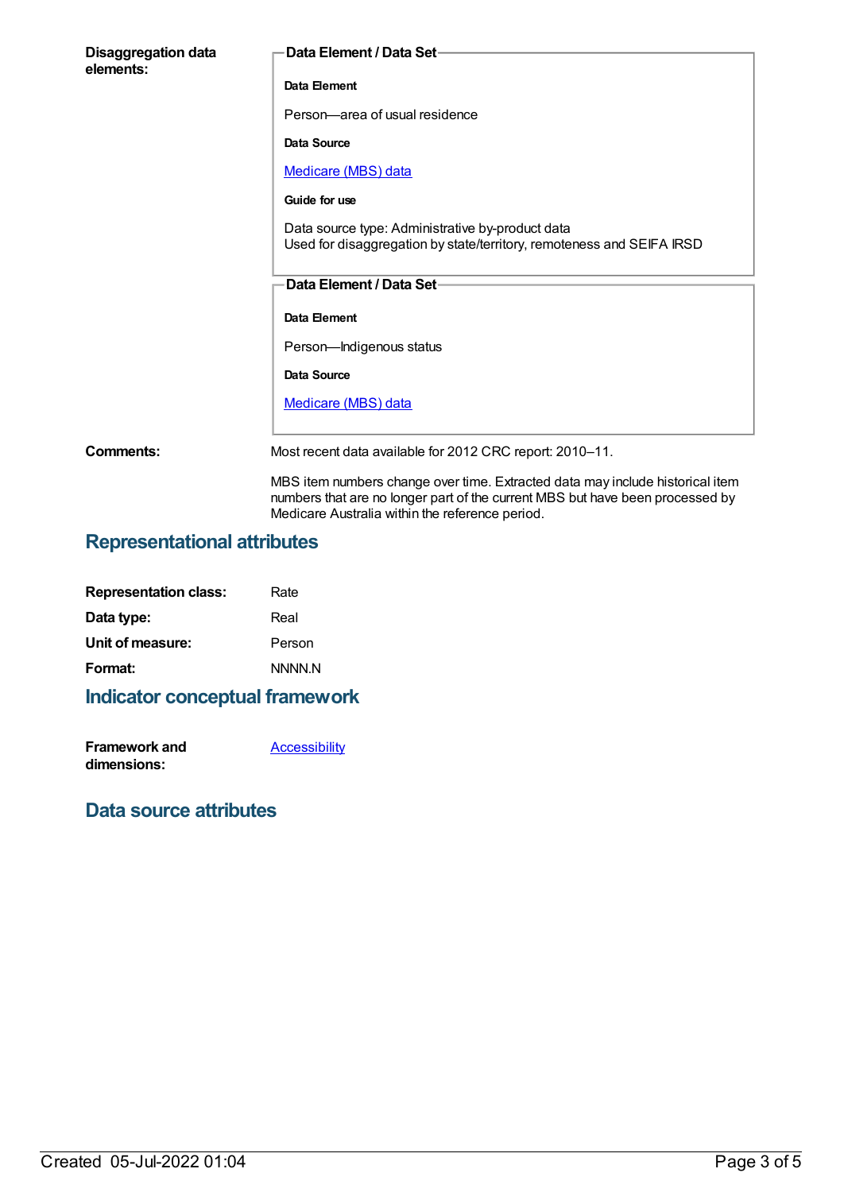**Disaggregation data elements:**

**Data Element / Data Set**

**Data Element**

Person—area of usual residence

**Data Source**

Medicare (MBS) data

**Guide for use**

Data source type: Administrative by-product data
Used for disaggregation by state/territory, remoteness and SEIFA IRSD

**Data Element / Data Set**

**Data Element**

Person—Indigenous status

**Data Source**

Medicare (MBS) data

**Comments:**

Most recent data available for 2012 CRC report: 2010–11.

MBS item numbers change over time. Extracted data may include historical item numbers that are no longer part of the current MBS but have been processed by Medicare Australia within the reference period.

## Representational attributes

**Representation class:** Rate

**Data type:** Real

**Unit of measure:** Person

**Format:** NNNN.N

## Indicator conceptual framework

**Framework and dimensions:** Accessibility

## Data source attributes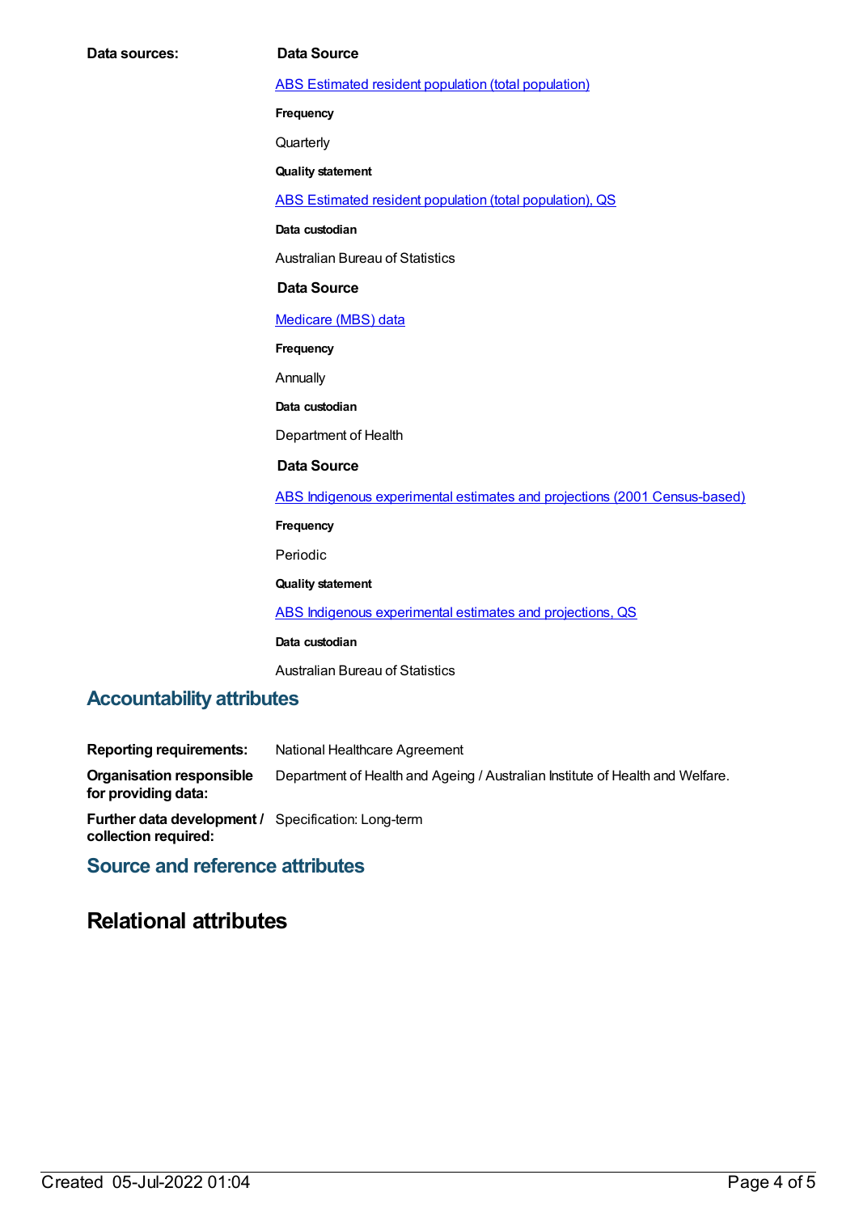**Data sources:**

**Data Source**

ABS Estimated resident population (total population)

**Frequency**

Quarterly

**Quality statement**

ABS Estimated resident population (total population), QS

**Data custodian**

Australian Bureau of Statistics

**Data Source**

Medicare (MBS) data

**Frequency**

Annually

**Data custodian**

Department of Health

**Data Source**

ABS Indigenous experimental estimates and projections (2001 Census-based)

**Frequency**

Periodic

**Quality statement**

ABS Indigenous experimental estimates and projections, QS

**Data custodian**

Australian Bureau of Statistics

## Accountability attributes

**Reporting requirements:** National Healthcare Agreement

**Organisation responsible for providing data:** Department of Health and Ageing / Australian Institute of Health and Welfare.

**Further data development / collection required:** Specification: Long-term

## Source and reference attributes

# Relational attributes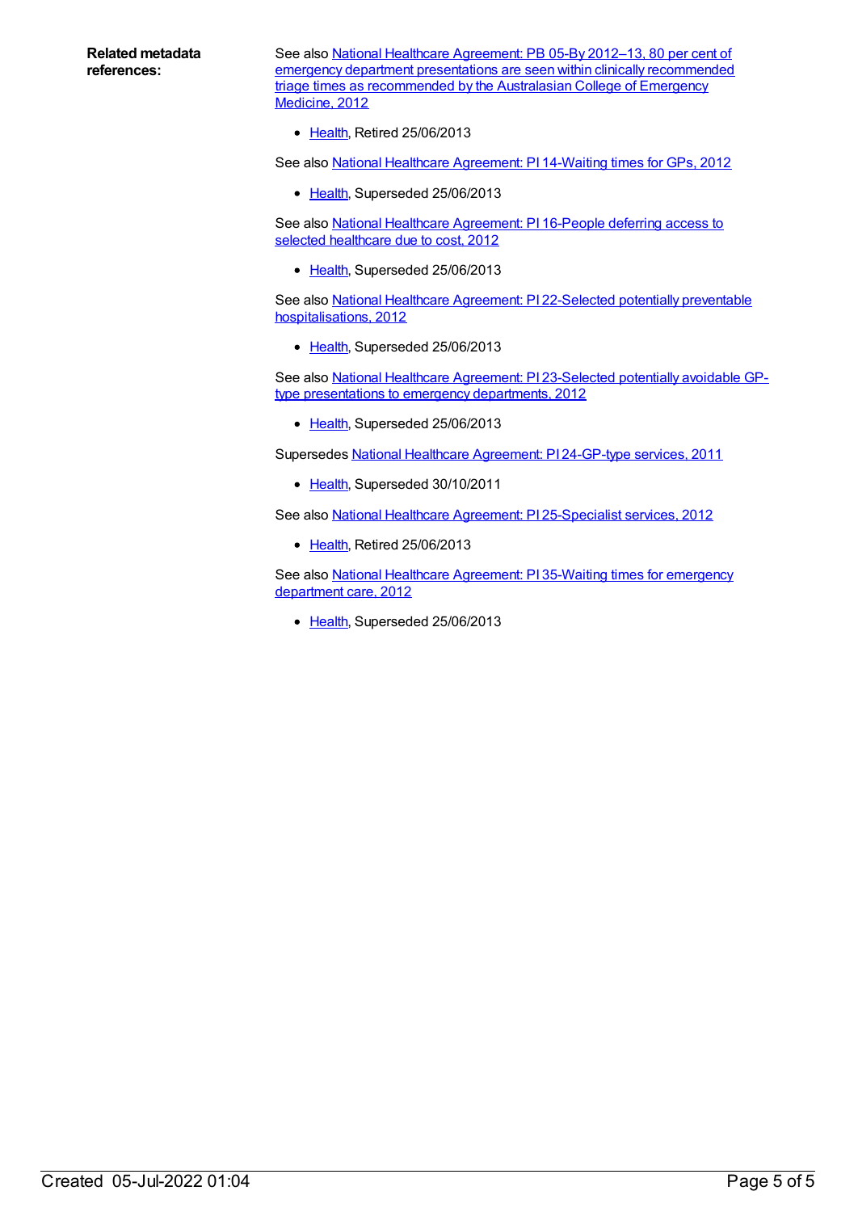**Related metadata references:**

See also National Healthcare Agreement: PB 05-By 2012–13, 80 per cent of emergency department presentations are seen within clinically recommended triage times as recommended by the Australasian College of Emergency Medicine, 2012

- Health, Retired 25/06/2013

See also National Healthcare Agreement: PI 14-Waiting times for GPs, 2012

- Health, Superseded 25/06/2013

See also National Healthcare Agreement: PI 16-People deferring access to selected healthcare due to cost, 2012

- Health, Superseded 25/06/2013

See also National Healthcare Agreement: PI 22-Selected potentially preventable hospitalisations, 2012

- Health, Superseded 25/06/2013

See also National Healthcare Agreement: PI 23-Selected potentially avoidable GP-type presentations to emergency departments, 2012

- Health, Superseded 25/06/2013

Supersedes National Healthcare Agreement: PI 24-GP-type services, 2011

- Health, Superseded 30/10/2011

See also National Healthcare Agreement: PI 25-Specialist services, 2012

- Health, Retired 25/06/2013

See also National Healthcare Agreement: PI 35-Waiting times for emergency department care, 2012

- Health, Superseded 25/06/2013